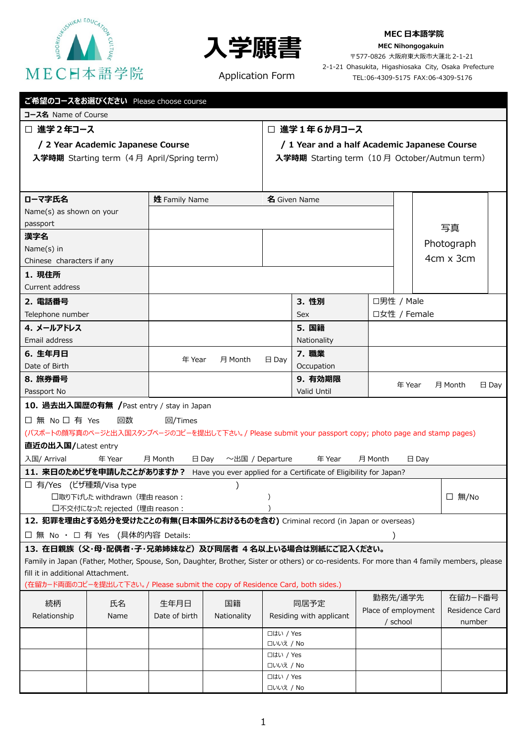MEC日本語学院

# 入学願書

Application Form

**MEC 日本語学院**
**MEC Nihongogakuin**
〒577-0826 大阪府東大阪市大蓮北 2-1-21
2-1-21 Ohasukita, Higashiosaka City, Osaka Prefecture
TEL:06-4309-5175 FAX:06-4309-5176

**ご希望のコースをお選びください** Please choose course

**コース名** Name of Course

| ☐ **進学２年コース** **/ 2 Year Academic Japanese Course** **入学時期** Starting term（4 月 April/Spring term） | ☐ **進学１年６か月コース** **/ 1 Year and a half Academic Japanese Course** **入学時期** Starting term（10 月 October/Autmun term） |
|---|---|

| | | | | |
|---|---|---|---|---|
| **ローマ字氏名** Name(s) as shown on your passport | **姓** Family Name | **名** Given Name | | 写真 Photograph 4cm x 3cm |
| **漢字名** Name(s) in Chinese characters if any | | | | |
| **1. 現住所** Current address | | | | |
| **2. 電話番号** Telephone number | | **3. 性別** Sex | ☐男性 / Male ☐女性 / Female | |
| **4. メールアドレス** Email address | | **5. 国籍** Nationality | | |
| **6. 生年月日** Date of Birth | 年 Year 月 Month 日 Day | **7. 職業** Occupation | | |
| **8. 旅券番号** Passport No | | **9. 有効期限** Valid Until | 年 Year 月 Month 日 Day | |

**10. 過去出入国歴の有無 /**Past entry / stay in Japan

☐ 無 No ☐ 有 Yes 回数 回/Times

(パスポートの顔写真のページと出入国スタンプページのコピーを提出して下さい。/ Please submit your passport copy; photo page and stamp pages)

**直近の出入国/**Latest entry

入国/ Arrival 年 Year 月 Month 日 Day 〜出国 / Departure 年 Year 月 Month 日 Day

**11. 来日のためビザを申請したことがありますか？** Have you ever applied for a Certificate of Eligibility for Japan?

☐ 有/Yes （ビザ種類/Visa type ）
☐取り下げした withdrawn（理由 reason： ）
☐不交付になった rejected（理由 reason： ）
☐ 無/No

**12. 犯罪を理由とする処分を受けたことの有無(日本国外におけるものを含む)** Criminal record (in Japan or overseas)

☐ 無 No ・ ☐ 有 Yes （具体的内容 Details: ）

**13. 在日親族（父・母・配偶者・子・兄弟姉妹など）及び同居者 ４名以上いる場合は別紙にご記入ください。**

Family in Japan (Father, Mother, Spouse, Son, Daughter, Brother, Sister or others) or co-residents. For more than 4 family members, please fill in additional Attachment.

(在留カード両面のコピーを提出して下さい。/ Please submit the copy of Residence Card, both sides.)

| 続柄 Relationship | 氏名 Name | 生年月日 Date of birth | 国籍 Nationality | 同居予定 Residing with applicant | 勤務先/通学先 Place of employment / school | 在留カード番号 Residence Card number |
|---|---|---|---|---|---|---|
| | | | | ☐はい / Yes ☐いいえ / No | | |
| | | | | ☐はい / Yes ☐いいえ / No | | |
| | | | | ☐はい / Yes ☐いいえ / No | | |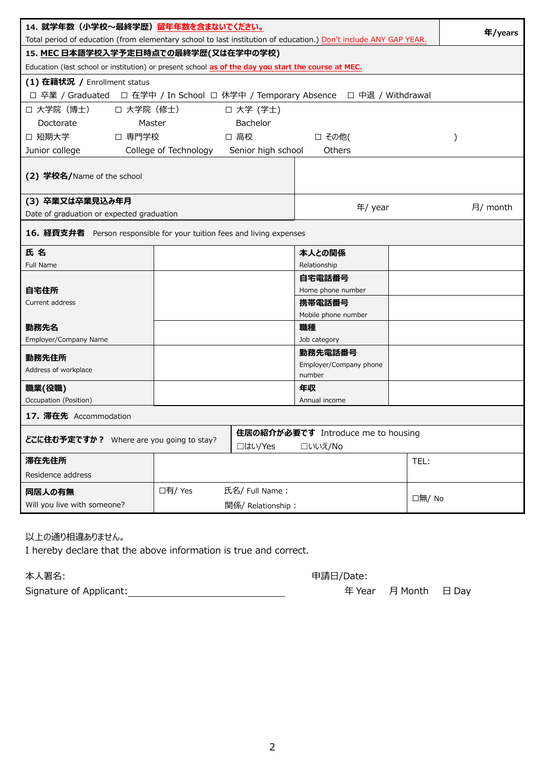| **14. 就学年数（小学校～最終学歴）** <u>**留年年数を含まないでください。**</u><br>Total period of education (from elementary school to last institution of education.) <u>Don't include ANY GAP YEAR.</u> | **年/years** |
|---|---|

**15. <u>MEC 日本語学校入学予定日時点での最終学歴(又は在学中の学校)</u>**
Education (last school or institution) or present school <u>**as of the day you start the course at MEC.**</u>

**(1) 在籍状況 /** Enrollment status
☐ 卒業 / Graduated ☐ 在学中 / In School ☐ 休学中 / Temporary Absence ☐ 中退 / Withdrawal

☐ 大学院（博士） Doctorate ☐ 大学院（修士） Master ☐ 大学（学士） Bachelor
☐ 短期大学 Junior college ☐ 専門学校 College of Technology ☐ 高校 Senior high school ☐ その他( ) Others

| **(2) 学校名/**Name of the school | | |
|---|---|---|
| **(3) 卒業又は卒業見込み年月**<br>Date of graduation or expected graduation | 年/ year | 月/ month |

**16. 経費支弁者** Person responsible for your tuition fees and living expenses

| **氏 名**<br>Full Name | | **本人との関係**<br>Relationship | |
|---|---|---|---|
| **自宅住所**<br>Current address | | **自宅電話番号**<br>Home phone number | |
| | | **携帯電話番号**<br>Mobile phone number | |
| **勤務先名**<br>Employer/Company Name | | **職種**<br>Job category | |
| **勤務先住所**<br>Address of workplace | | **勤務先電話番号**<br>Employer/Company phone number | |
| **職業(役職)**<br>Occupation (Position) | | **年収**<br>Annual income | |

**17. 滞在先** Accommodation

| **どこに住む予定ですか？** Where are you going to stay? | **住居の紹介が必要です** Introduce me to housing<br>☐はい/Yes ☐いいえ/No | |
|---|---|---|
| **滞在先住所**<br>Residence address | | TEL: |
| **同居人の有無**<br>Will you live with someone? | ☐有/ Yes 氏名/ Full Name：<br>関係/ Relationship： | ☐無/ No |

以上の通り相違ありません。
I hereby declare that the above information is true and correct.

本人署名:
Signature of Applicant:______________________

申請日/Date:
年 Year 月 Month 日 Day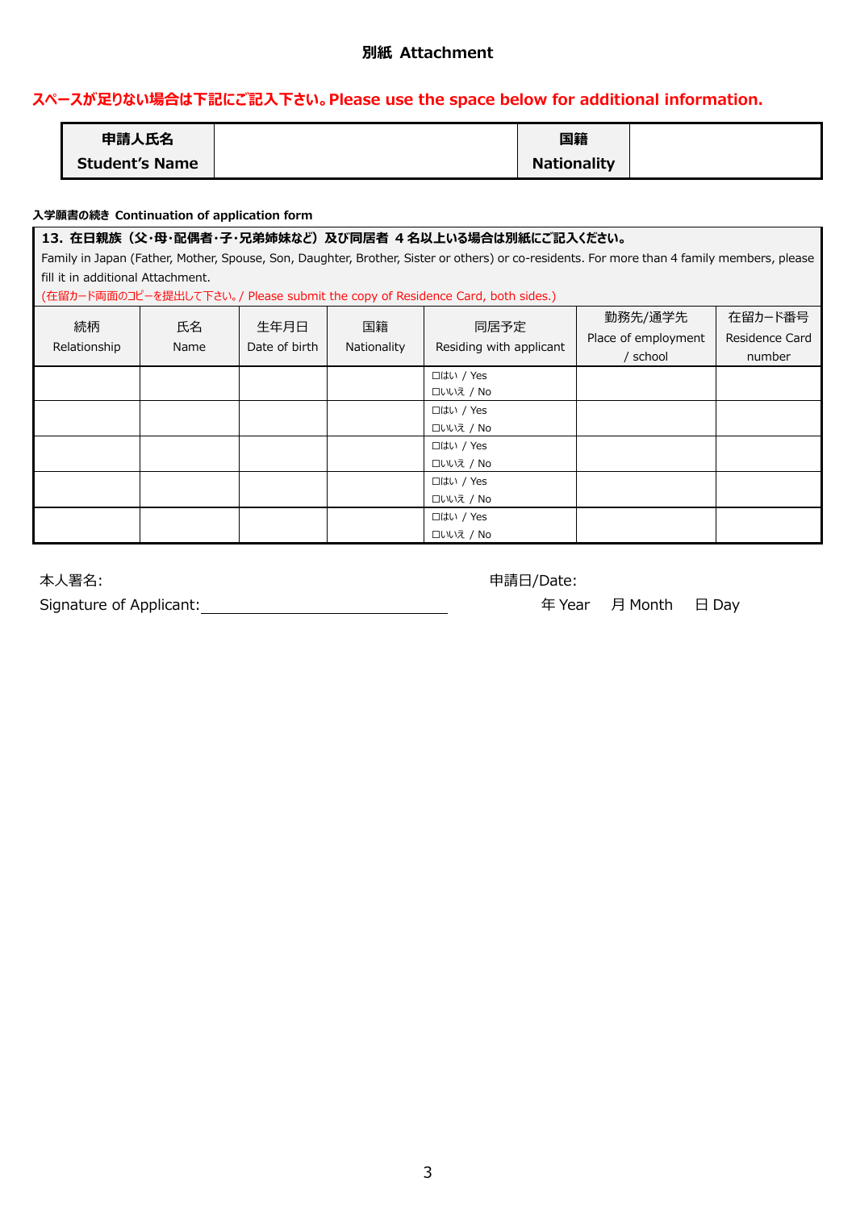## 別紙 Attachment

**スペースが足りない場合は下記にご記入下さい。Please use the space below for additional information.**

| 申請人氏名 Student's Name | | 国籍 Nationality | |
|---|---|---|---|

**入学願書の続き Continuation of application form**

**13. 在日親族（父･母･配偶者･子･兄弟姉妹など）及び同居者 ４名以上いる場合は別紙にご記入ください。**
Family in Japan (Father, Mother, Spouse, Son, Daughter, Brother, Sister or others) or co-residents. For more than 4 family members, please fill it in additional Attachment.
(在留カード両面のコピーを提出して下さい。/ Please submit the copy of Residence Card, both sides.)

| 続柄 Relationship | 氏名 Name | 生年月日 Date of birth | 国籍 Nationality | 同居予定 Residing with applicant | 勤務先/通学先 Place of employment / school | 在留カード番号 Residence Card number |
|---|---|---|---|---|---|---|
| | | | | □はい / Yes □いいえ / No | | |
| | | | | □はい / Yes □いいえ / No | | |
| | | | | □はい / Yes □いいえ / No | | |
| | | | | □はい / Yes □いいえ / No | | |
| | | | | □はい / Yes □いいえ / No | | |

本人署名:
Signature of Applicant:______________________

申請日/Date:
年 Year 月 Month 日 Day